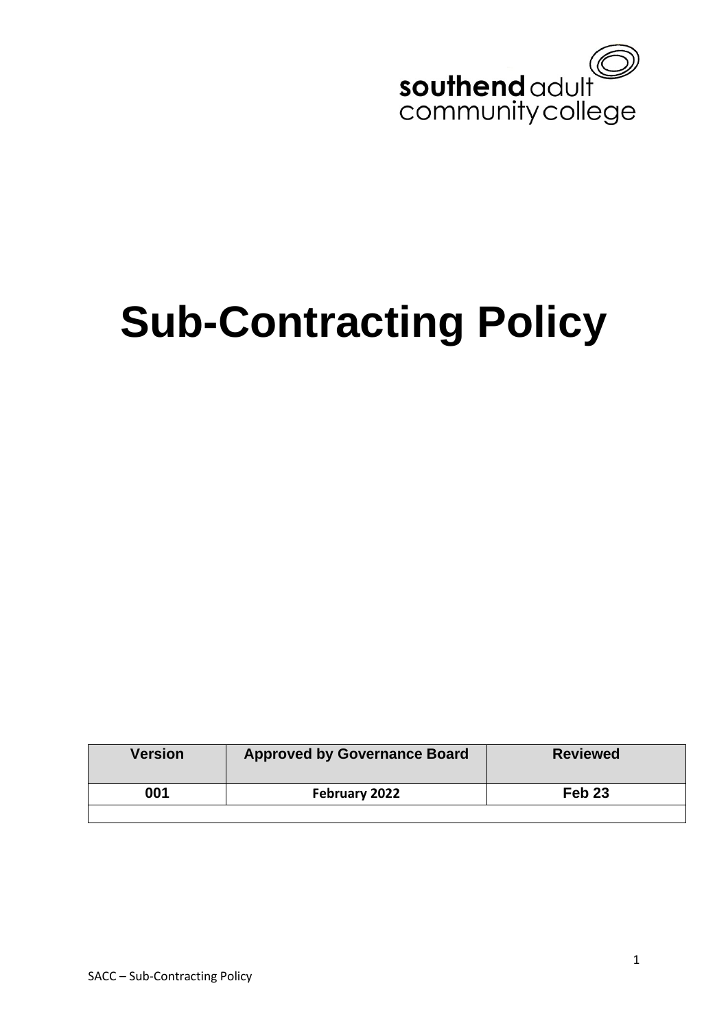southend adult
community college

# Sub-Contracting Policy

| Version | Approved by Governance Board | Reviewed |
| --- | --- | --- |
| 001 | February 2022 | Feb 23 |
| | | |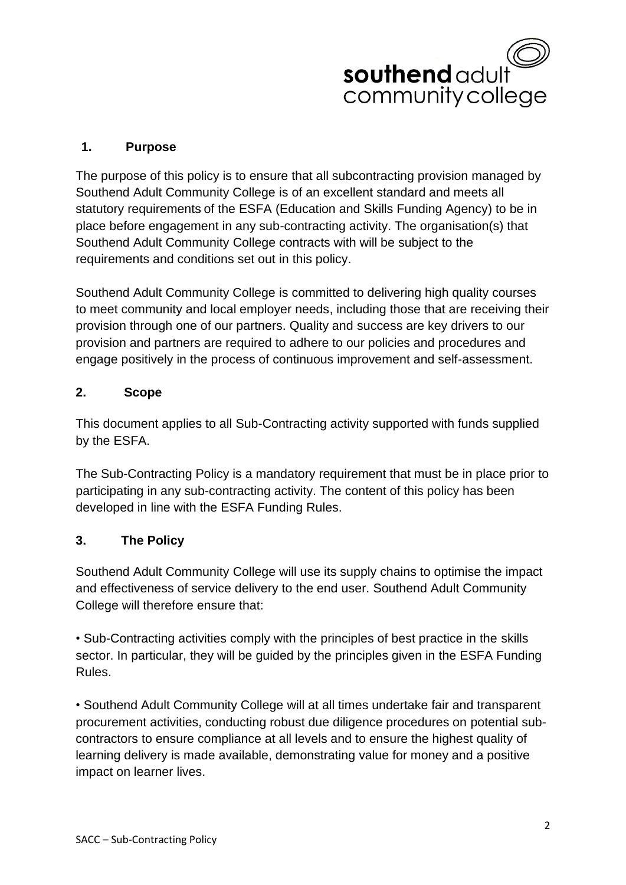## 1. Purpose

The purpose of this policy is to ensure that all subcontracting provision managed by Southend Adult Community College is of an excellent standard and meets all statutory requirements of the ESFA (Education and Skills Funding Agency) to be in place before engagement in any sub-contracting activity. The organisation(s) that Southend Adult Community College contracts with will be subject to the requirements and conditions set out in this policy.

Southend Adult Community College is committed to delivering high quality courses to meet community and local employer needs, including those that are receiving their provision through one of our partners. Quality and success are key drivers to our provision and partners are required to adhere to our policies and procedures and engage positively in the process of continuous improvement and self-assessment.

## 2. Scope

This document applies to all Sub-Contracting activity supported with funds supplied by the ESFA.

The Sub-Contracting Policy is a mandatory requirement that must be in place prior to participating in any sub-contracting activity. The content of this policy has been developed in line with the ESFA Funding Rules.

## 3. The Policy

Southend Adult Community College will use its supply chains to optimise the impact and effectiveness of service delivery to the end user. Southend Adult Community College will therefore ensure that:

- Sub-Contracting activities comply with the principles of best practice in the skills sector. In particular, they will be guided by the principles given in the ESFA Funding Rules.

- Southend Adult Community College will at all times undertake fair and transparent procurement activities, conducting robust due diligence procedures on potential sub-contractors to ensure compliance at all levels and to ensure the highest quality of learning delivery is made available, demonstrating value for money and a positive impact on learner lives.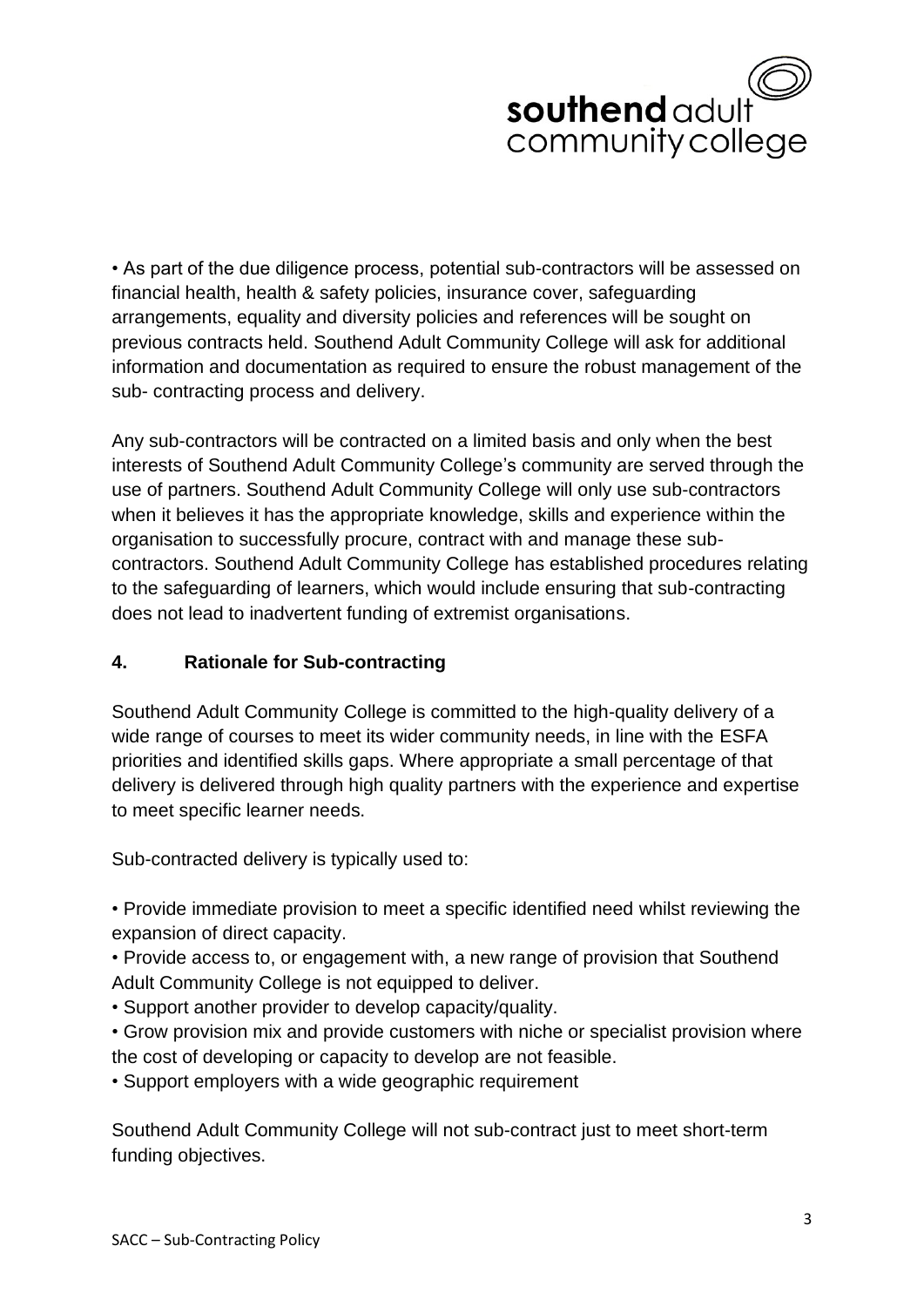- As part of the due diligence process, potential sub-contractors will be assessed on financial health, health & safety policies, insurance cover, safeguarding arrangements, equality and diversity policies and references will be sought on previous contracts held. Southend Adult Community College will ask for additional information and documentation as required to ensure the robust management of the sub- contracting process and delivery.

Any sub-contractors will be contracted on a limited basis and only when the best interests of Southend Adult Community College's community are served through the use of partners. Southend Adult Community College will only use sub-contractors when it believes it has the appropriate knowledge, skills and experience within the organisation to successfully procure, contract with and manage these sub-contractors. Southend Adult Community College has established procedures relating to the safeguarding of learners, which would include ensuring that sub-contracting does not lead to inadvertent funding of extremist organisations.

## 4. Rationale for Sub-contracting

Southend Adult Community College is committed to the high-quality delivery of a wide range of courses to meet its wider community needs, in line with the ESFA priorities and identified skills gaps. Where appropriate a small percentage of that delivery is delivered through high quality partners with the experience and expertise to meet specific learner needs.

Sub-contracted delivery is typically used to:

- Provide immediate provision to meet a specific identified need whilst reviewing the expansion of direct capacity.
- Provide access to, or engagement with, a new range of provision that Southend Adult Community College is not equipped to deliver.
- Support another provider to develop capacity/quality.
- Grow provision mix and provide customers with niche or specialist provision where the cost of developing or capacity to develop are not feasible.
- Support employers with a wide geographic requirement

Southend Adult Community College will not sub-contract just to meet short-term funding objectives.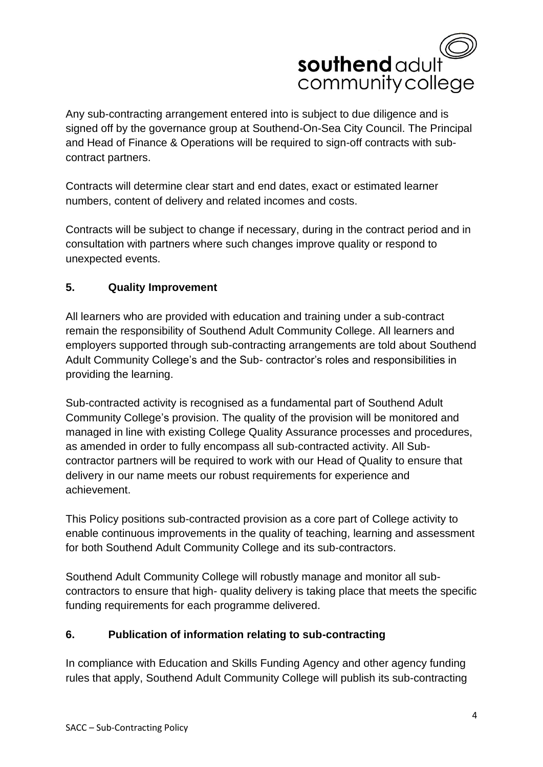Any sub-contracting arrangement entered into is subject to due diligence and is signed off by the governance group at Southend-On-Sea City Council. The Principal and Head of Finance & Operations will be required to sign-off contracts with sub-contract partners.

Contracts will determine clear start and end dates, exact or estimated learner numbers, content of delivery and related incomes and costs.

Contracts will be subject to change if necessary, during in the contract period and in consultation with partners where such changes improve quality or respond to unexpected events.

## 5. Quality Improvement

All learners who are provided with education and training under a sub-contract remain the responsibility of Southend Adult Community College. All learners and employers supported through sub-contracting arrangements are told about Southend Adult Community College's and the Sub- contractor's roles and responsibilities in providing the learning.

Sub-contracted activity is recognised as a fundamental part of Southend Adult Community College's provision. The quality of the provision will be monitored and managed in line with existing College Quality Assurance processes and procedures, as amended in order to fully encompass all sub-contracted activity. All Sub-contractor partners will be required to work with our Head of Quality to ensure that delivery in our name meets our robust requirements for experience and achievement.

This Policy positions sub-contracted provision as a core part of College activity to enable continuous improvements in the quality of teaching, learning and assessment for both Southend Adult Community College and its sub-contractors.

Southend Adult Community College will robustly manage and monitor all sub-contractors to ensure that high- quality delivery is taking place that meets the specific funding requirements for each programme delivered.

## 6. Publication of information relating to sub-contracting

In compliance with Education and Skills Funding Agency and other agency funding rules that apply, Southend Adult Community College will publish its sub-contracting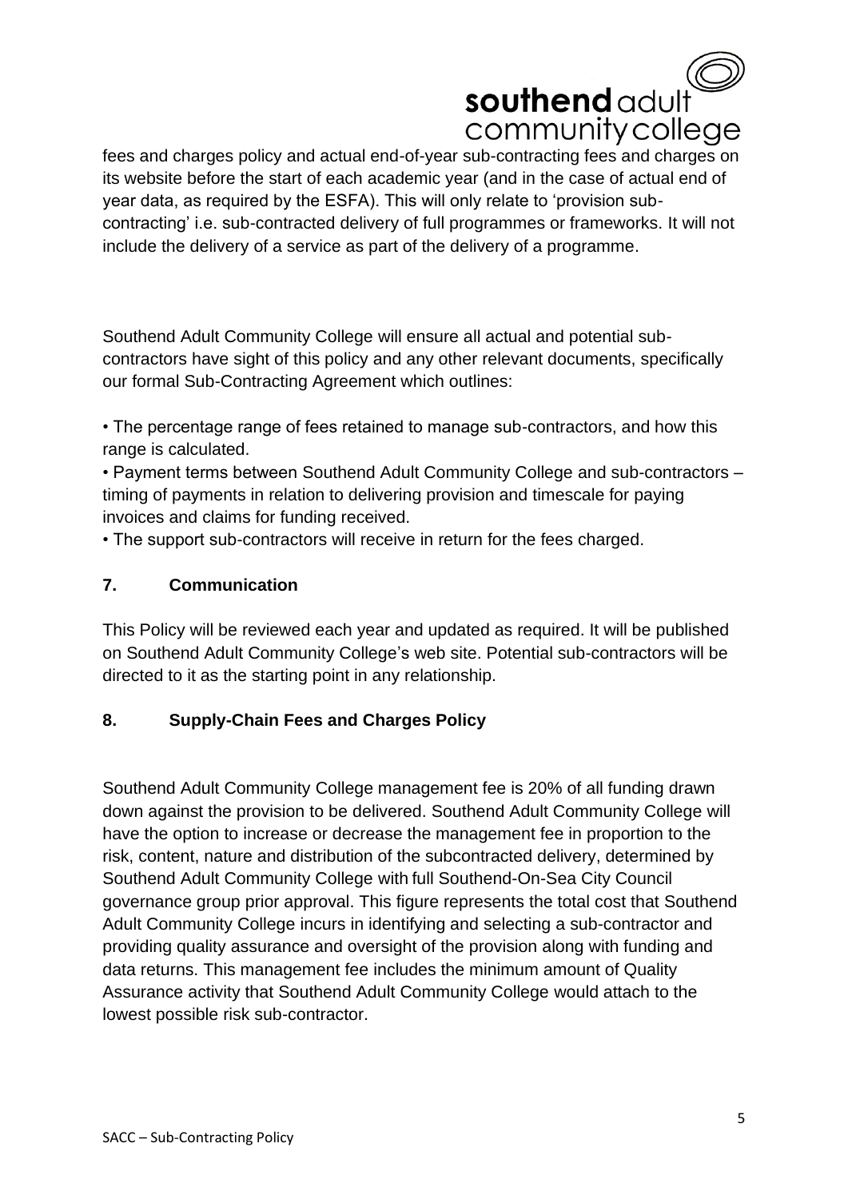fees and charges policy and actual end-of-year sub-contracting fees and charges on its website before the start of each academic year (and in the case of actual end of year data, as required by the ESFA). This will only relate to 'provision sub-contracting' i.e. sub-contracted delivery of full programmes or frameworks. It will not include the delivery of a service as part of the delivery of a programme.

Southend Adult Community College will ensure all actual and potential sub-contractors have sight of this policy and any other relevant documents, specifically our formal Sub-Contracting Agreement which outlines:

• The percentage range of fees retained to manage sub-contractors, and how this range is calculated.
• Payment terms between Southend Adult Community College and sub-contractors – timing of payments in relation to delivering provision and timescale for paying invoices and claims for funding received.
• The support sub-contractors will receive in return for the fees charged.

## 7. Communication

This Policy will be reviewed each year and updated as required. It will be published on Southend Adult Community College's web site. Potential sub-contractors will be directed to it as the starting point in any relationship.

## 8. Supply-Chain Fees and Charges Policy

Southend Adult Community College management fee is 20% of all funding drawn down against the provision to be delivered. Southend Adult Community College will have the option to increase or decrease the management fee in proportion to the risk, content, nature and distribution of the subcontracted delivery, determined by Southend Adult Community College with full Southend-On-Sea City Council governance group prior approval. This figure represents the total cost that Southend Adult Community College incurs in identifying and selecting a sub-contractor and providing quality assurance and oversight of the provision along with funding and data returns. This management fee includes the minimum amount of Quality Assurance activity that Southend Adult Community College would attach to the lowest possible risk sub-contractor.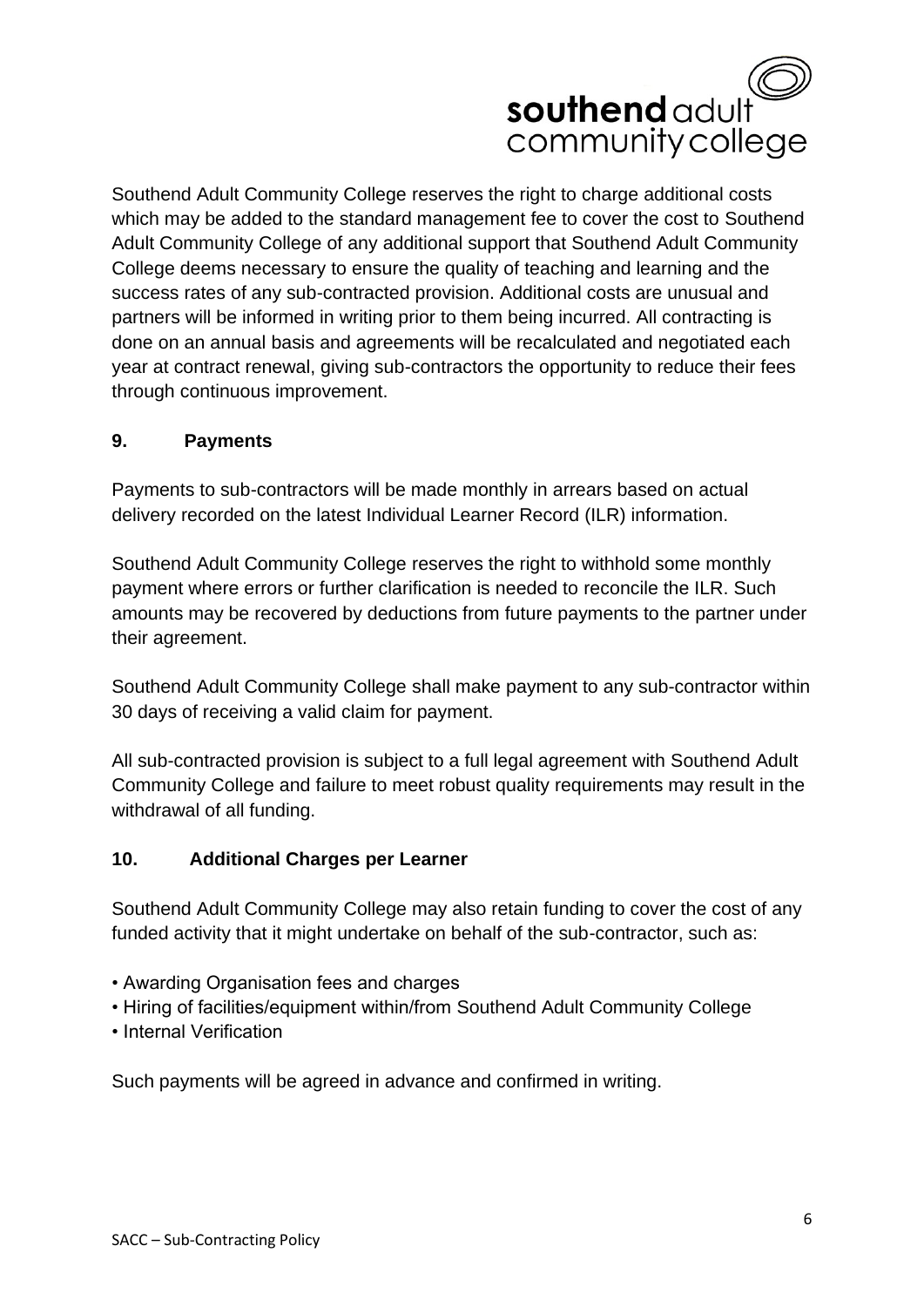Southend Adult Community College reserves the right to charge additional costs which may be added to the standard management fee to cover the cost to Southend Adult Community College of any additional support that Southend Adult Community College deems necessary to ensure the quality of teaching and learning and the success rates of any sub-contracted provision. Additional costs are unusual and partners will be informed in writing prior to them being incurred. All contracting is done on an annual basis and agreements will be recalculated and negotiated each year at contract renewal, giving sub-contractors the opportunity to reduce their fees through continuous improvement.

## 9. Payments

Payments to sub-contractors will be made monthly in arrears based on actual delivery recorded on the latest Individual Learner Record (ILR) information.

Southend Adult Community College reserves the right to withhold some monthly payment where errors or further clarification is needed to reconcile the ILR. Such amounts may be recovered by deductions from future payments to the partner under their agreement.

Southend Adult Community College shall make payment to any sub-contractor within 30 days of receiving a valid claim for payment.

All sub-contracted provision is subject to a full legal agreement with Southend Adult Community College and failure to meet robust quality requirements may result in the withdrawal of all funding.

## 10. Additional Charges per Learner

Southend Adult Community College may also retain funding to cover the cost of any funded activity that it might undertake on behalf of the sub-contractor, such as:

- Awarding Organisation fees and charges
- Hiring of facilities/equipment within/from Southend Adult Community College
- Internal Verification

Such payments will be agreed in advance and confirmed in writing.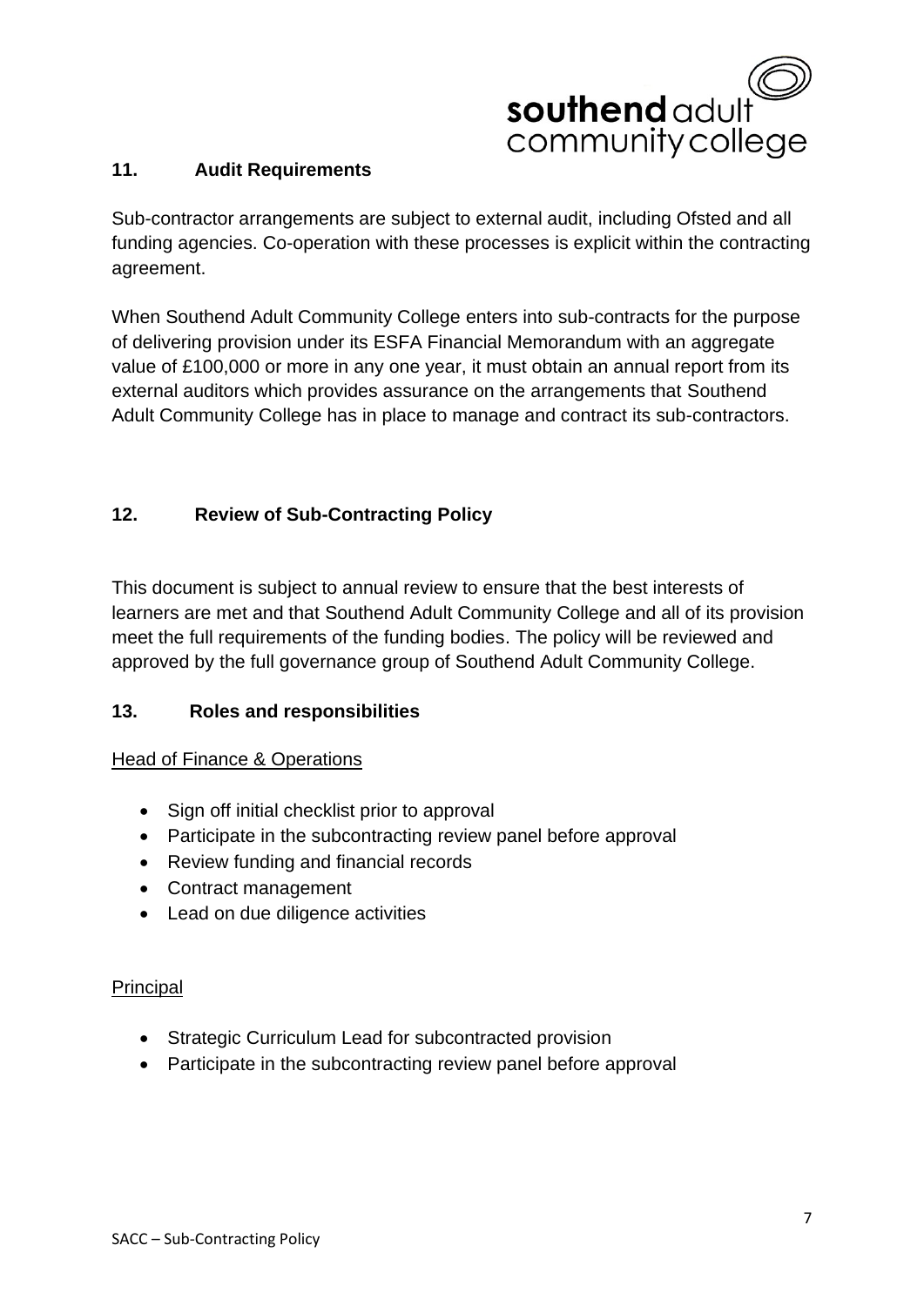## 11. Audit Requirements

Sub-contractor arrangements are subject to external audit, including Ofsted and all funding agencies. Co-operation with these processes is explicit within the contracting agreement.

When Southend Adult Community College enters into sub-contracts for the purpose of delivering provision under its ESFA Financial Memorandum with an aggregate value of £100,000 or more in any one year, it must obtain an annual report from its external auditors which provides assurance on the arrangements that Southend Adult Community College has in place to manage and contract its sub-contractors.

## 12. Review of Sub-Contracting Policy

This document is subject to annual review to ensure that the best interests of learners are met and that Southend Adult Community College and all of its provision meet the full requirements of the funding bodies. The policy will be reviewed and approved by the full governance group of Southend Adult Community College.

## 13. Roles and responsibilities

Head of Finance & Operations

- Sign off initial checklist prior to approval
- Participate in the subcontracting review panel before approval
- Review funding and financial records
- Contract management
- Lead on due diligence activities

Principal

- Strategic Curriculum Lead for subcontracted provision
- Participate in the subcontracting review panel before approval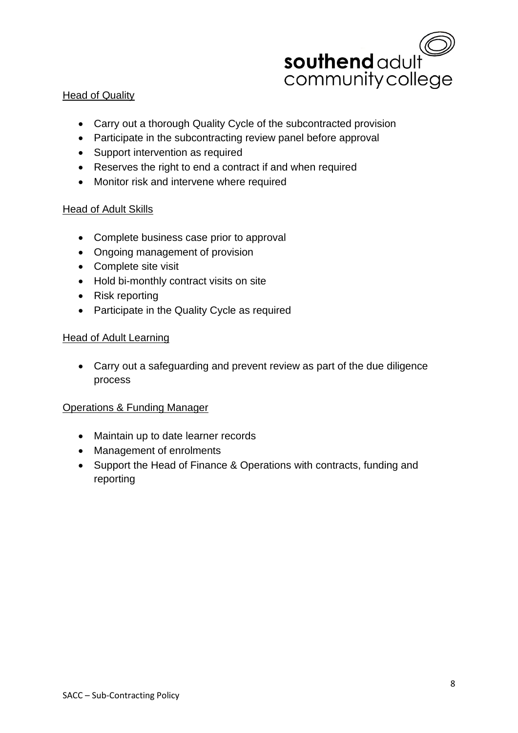Head of Quality

- Carry out a thorough Quality Cycle of the subcontracted provision
- Participate in the subcontracting review panel before approval
- Support intervention as required
- Reserves the right to end a contract if and when required
- Monitor risk and intervene where required

Head of Adult Skills

- Complete business case prior to approval
- Ongoing management of provision
- Complete site visit
- Hold bi-monthly contract visits on site
- Risk reporting
- Participate in the Quality Cycle as required

Head of Adult Learning

- Carry out a safeguarding and prevent review as part of the due diligence process

Operations & Funding Manager

- Maintain up to date learner records
- Management of enrolments
- Support the Head of Finance & Operations with contracts, funding and reporting